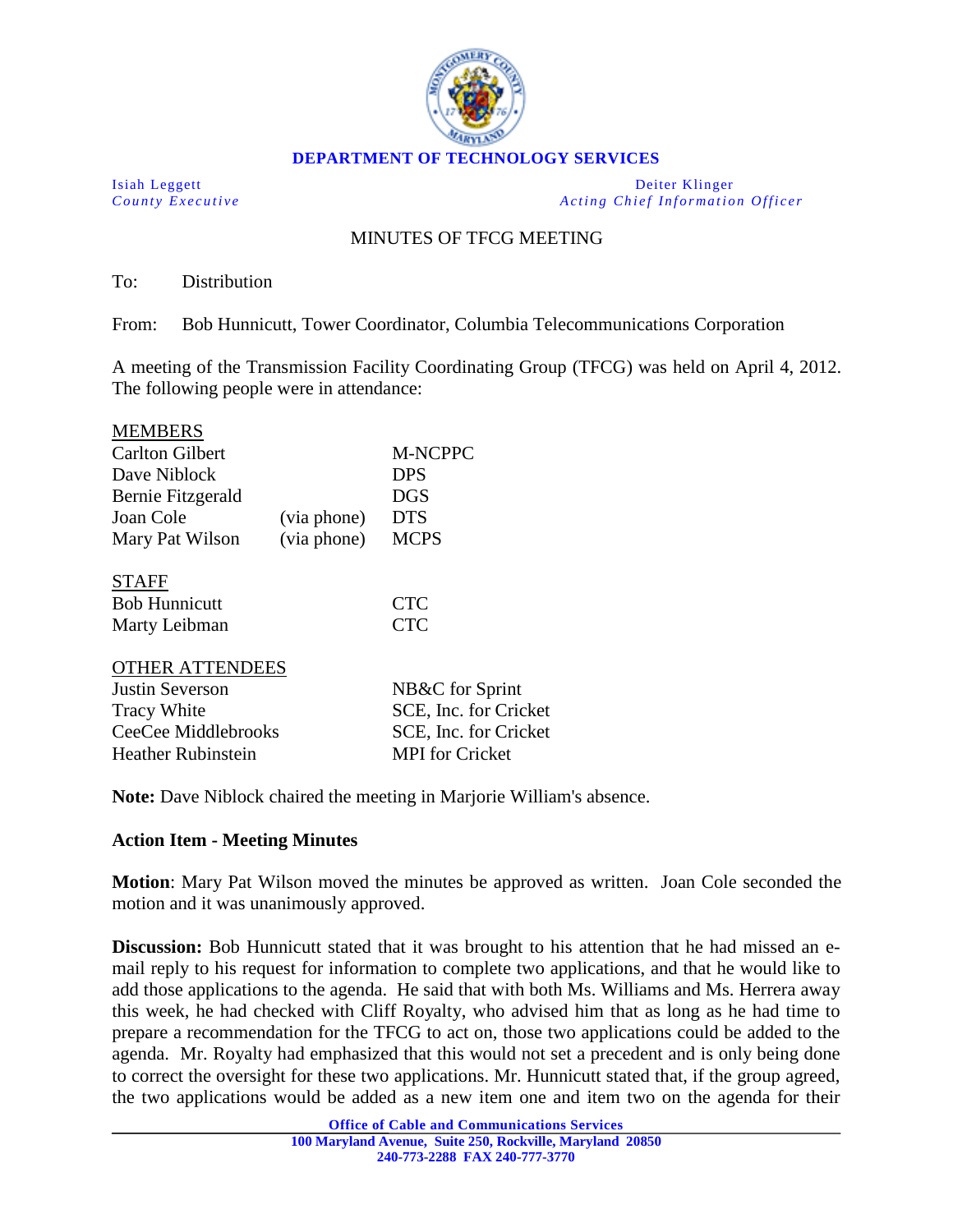**DEPARTMENT OF TECHNOLOGY SERVICES**

Isiah Leggett
*County Executive*

Deiter Klinger
*Acting Chief Information Officer*

MINUTES OF TFCG MEETING

To: Distribution

From: Bob Hunnicutt, Tower Coordinator, Columbia Telecommunications Corporation

A meeting of the Transmission Facility Coordinating Group (TFCG) was held on April 4, 2012. The following people were in attendance:

MEMBERS

| | | |
|---|---|---|
| Carlton Gilbert | | M-NCPPC |
| Dave Niblock | | DPS |
| Bernie Fitzgerald | | DGS |
| Joan Cole | (via phone) | DTS |
| Mary Pat Wilson | (via phone) | MCPS |

STAFF

| | |
|---|---|
| Bob Hunnicutt | CTC |
| Marty Leibman | CTC |

OTHER ATTENDEES

| | |
|---|---|
| Justin Severson | NB&C for Sprint |
| Tracy White | SCE, Inc. for Cricket |
| CeeCee Middlebrooks | SCE, Inc. for Cricket |
| Heather Rubinstein | MPI for Cricket |

**Note:** Dave Niblock chaired the meeting in Marjorie William's absence.

**Action Item - Meeting Minutes**

**Motion**: Mary Pat Wilson moved the minutes be approved as written. Joan Cole seconded the motion and it was unanimously approved.

**Discussion:** Bob Hunnicutt stated that it was brought to his attention that he had missed an e-mail reply to his request for information to complete two applications, and that he would like to add those applications to the agenda. He said that with both Ms. Williams and Ms. Herrera away this week, he had checked with Cliff Royalty, who advised him that as long as he had time to prepare a recommendation for the TFCG to act on, those two applications could be added to the agenda. Mr. Royalty had emphasized that this would not set a precedent and is only being done to correct the oversight for these two applications. Mr. Hunnicutt stated that, if the group agreed, the two applications would be added as a new item one and item two on the agenda for their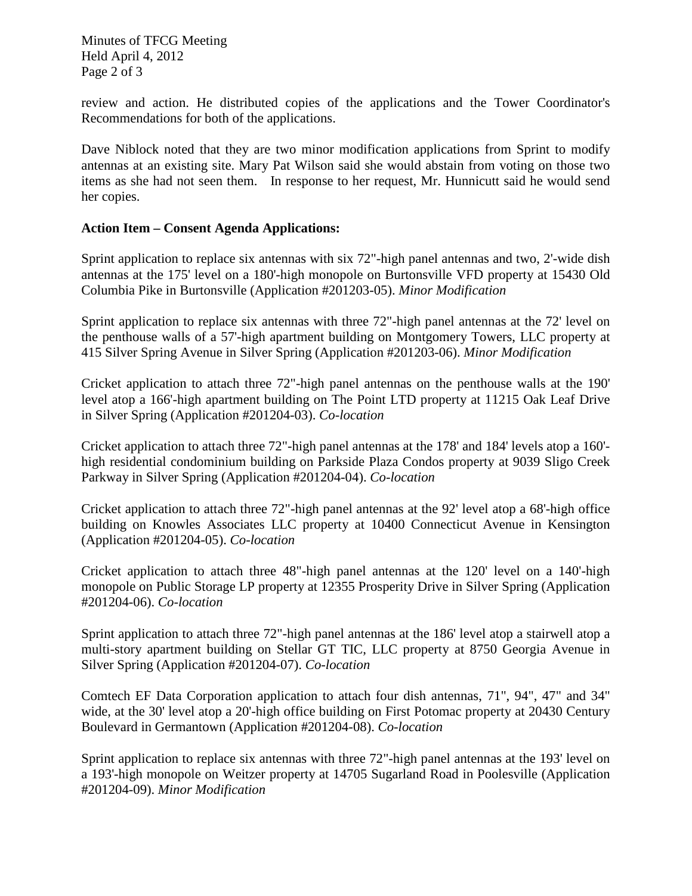review and action. He distributed copies of the applications and the Tower Coordinator's Recommendations for both of the applications.

Dave Niblock noted that they are two minor modification applications from Sprint to modify antennas at an existing site. Mary Pat Wilson said she would abstain from voting on those two items as she had not seen them. In response to her request, Mr. Hunnicutt said he would send her copies.

**Action Item – Consent Agenda Applications:**

Sprint application to replace six antennas with six 72"-high panel antennas and two, 2'-wide dish antennas at the 175' level on a 180'-high monopole on Burtonsville VFD property at 15430 Old Columbia Pike in Burtonsville (Application #201203-05). *Minor Modification*

Sprint application to replace six antennas with three 72"-high panel antennas at the 72' level on the penthouse walls of a 57'-high apartment building on Montgomery Towers, LLC property at 415 Silver Spring Avenue in Silver Spring (Application #201203-06). *Minor Modification*

Cricket application to attach three 72"-high panel antennas on the penthouse walls at the 190' level atop a 166'-high apartment building on The Point LTD property at 11215 Oak Leaf Drive in Silver Spring (Application #201204-03). *Co-location*

Cricket application to attach three 72"-high panel antennas at the 178' and 184' levels atop a 160'-high residential condominium building on Parkside Plaza Condos property at 9039 Sligo Creek Parkway in Silver Spring (Application #201204-04). *Co-location*

Cricket application to attach three 72"-high panel antennas at the 92' level atop a 68'-high office building on Knowles Associates LLC property at 10400 Connecticut Avenue in Kensington (Application #201204-05). *Co-location*

Cricket application to attach three 48"-high panel antennas at the 120' level on a 140'-high monopole on Public Storage LP property at 12355 Prosperity Drive in Silver Spring (Application #201204-06). *Co-location*

Sprint application to attach three 72"-high panel antennas at the 186' level atop a stairwell atop a multi-story apartment building on Stellar GT TIC, LLC property at 8750 Georgia Avenue in Silver Spring (Application #201204-07). *Co-location*

Comtech EF Data Corporation application to attach four dish antennas, 71", 94", 47" and 34" wide, at the 30' level atop a 20'-high office building on First Potomac property at 20430 Century Boulevard in Germantown (Application #201204-08). *Co-location*

Sprint application to replace six antennas with three 72"-high panel antennas at the 193' level on a 193'-high monopole on Weitzer property at 14705 Sugarland Road in Poolesville (Application #201204-09). *Minor Modification*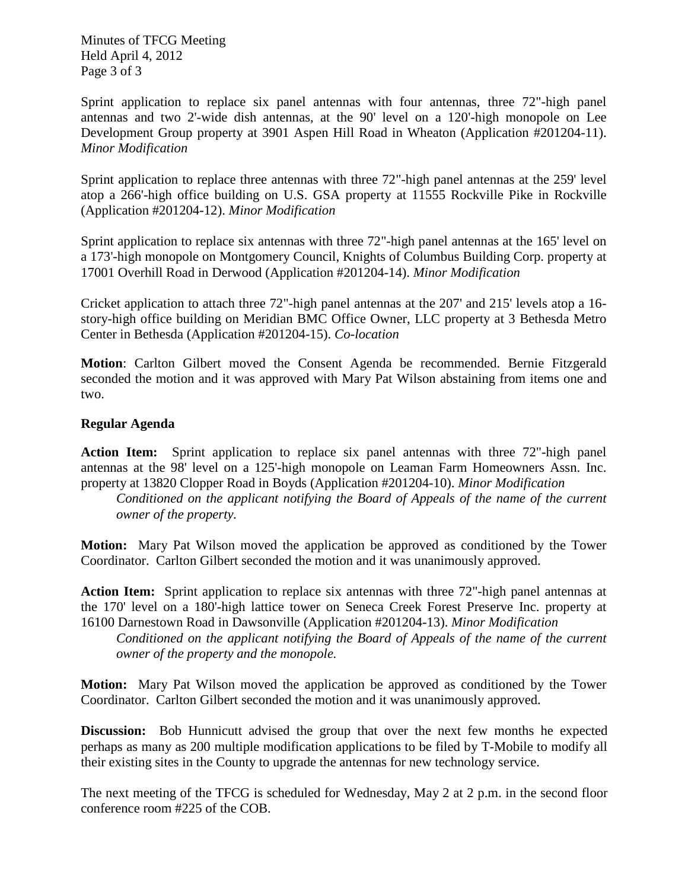Sprint application to replace six panel antennas with four antennas, three 72"-high panel antennas and two 2'-wide dish antennas, at the 90' level on a 120'-high monopole on Lee Development Group property at 3901 Aspen Hill Road in Wheaton (Application #201204-11). *Minor Modification*

Sprint application to replace three antennas with three 72"-high panel antennas at the 259' level atop a 266'-high office building on U.S. GSA property at 11555 Rockville Pike in Rockville (Application #201204-12). *Minor Modification*

Sprint application to replace six antennas with three 72"-high panel antennas at the 165' level on a 173'-high monopole on Montgomery Council, Knights of Columbus Building Corp. property at 17001 Overhill Road in Derwood (Application #201204-14). *Minor Modification*

Cricket application to attach three 72"-high panel antennas at the 207' and 215' levels atop a 16-story-high office building on Meridian BMC Office Owner, LLC property at 3 Bethesda Metro Center in Bethesda (Application #201204-15). *Co-location*

**Motion**: Carlton Gilbert moved the Consent Agenda be recommended. Bernie Fitzgerald seconded the motion and it was approved with Mary Pat Wilson abstaining from items one and two.

**Regular Agenda**

**Action Item:** Sprint application to replace six panel antennas with three 72"-high panel antennas at the 98' level on a 125'-high monopole on Leaman Farm Homeowners Assn. Inc. property at 13820 Clopper Road in Boyds (Application #201204-10). *Minor Modification*

*Conditioned on the applicant notifying the Board of Appeals of the name of the current owner of the property.*

**Motion:** Mary Pat Wilson moved the application be approved as conditioned by the Tower Coordinator. Carlton Gilbert seconded the motion and it was unanimously approved.

**Action Item:** Sprint application to replace six antennas with three 72"-high panel antennas at the 170' level on a 180'-high lattice tower on Seneca Creek Forest Preserve Inc. property at 16100 Darnestown Road in Dawsonville (Application #201204-13). *Minor Modification*

*Conditioned on the applicant notifying the Board of Appeals of the name of the current owner of the property and the monopole.*

**Motion:** Mary Pat Wilson moved the application be approved as conditioned by the Tower Coordinator. Carlton Gilbert seconded the motion and it was unanimously approved.

**Discussion:** Bob Hunnicutt advised the group that over the next few months he expected perhaps as many as 200 multiple modification applications to be filed by T-Mobile to modify all their existing sites in the County to upgrade the antennas for new technology service.

The next meeting of the TFCG is scheduled for Wednesday, May 2 at 2 p.m. in the second floor conference room #225 of the COB.